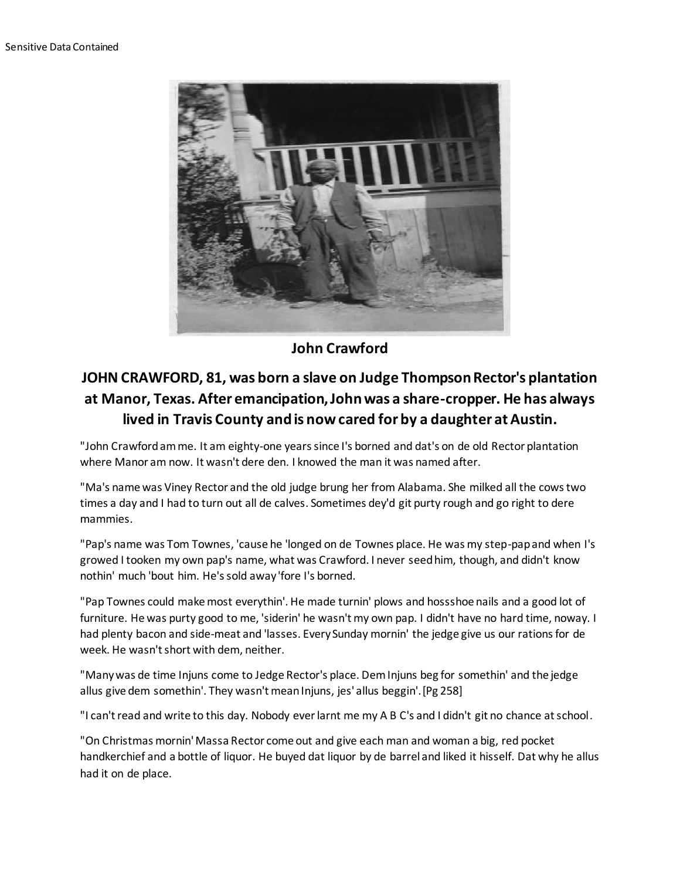Sensitive Data Contained

**John Crawford**

## JOHN CRAWFORD, 81, was born a slave on Judge Thompson Rector's plantation at Manor, Texas. After emancipation, John was a share-cropper. He has always lived in Travis County and is now cared for by a daughter at Austin.

"John Crawford am me. It am eighty-one years since I's borned and dat's on de old Rector plantation where Manor am now. It wasn't dere den. I knowed the man it was named after.

"Ma's name was Viney Rector and the old judge brung her from Alabama. She milked all the cows two times a day and I had to turn out all de calves. Sometimes dey'd git purty rough and go right to dere mammies.

"Pap's name was Tom Townes, 'cause he 'longed on de Townes place. He was my step-pap and when I's growed I tooken my own pap's name, what was Crawford. I never seed him, though, and didn't know nothin' much 'bout him. He's sold away 'fore I's borned.

"Pap Townes could make most everythin'. He made turnin' plows and hossshoe nails and a good lot of furniture. He was purty good to me, 'siderin' he wasn't my own pap. I didn't have no hard time, noway. I had plenty bacon and side-meat and 'lasses. Every Sunday mornin' the jedge give us our rations for de week. He wasn't short with dem, neither.

"Many was de time Injuns come to Jedge Rector's place. Dem Injuns beg for somethin' and the jedge allus give dem somethin'. They wasn't mean Injuns, jes' allus beggin'. [Pg 258]

"I can't read and write to this day. Nobody ever larnt me my A B C's and I didn't git no chance at school.

"On Christmas mornin' Massa Rector come out and give each man and woman a big, red pocket handkerchief and a bottle of liquor. He buyed dat liquor by de barrel and liked it hisself. Dat why he allus had it on de place.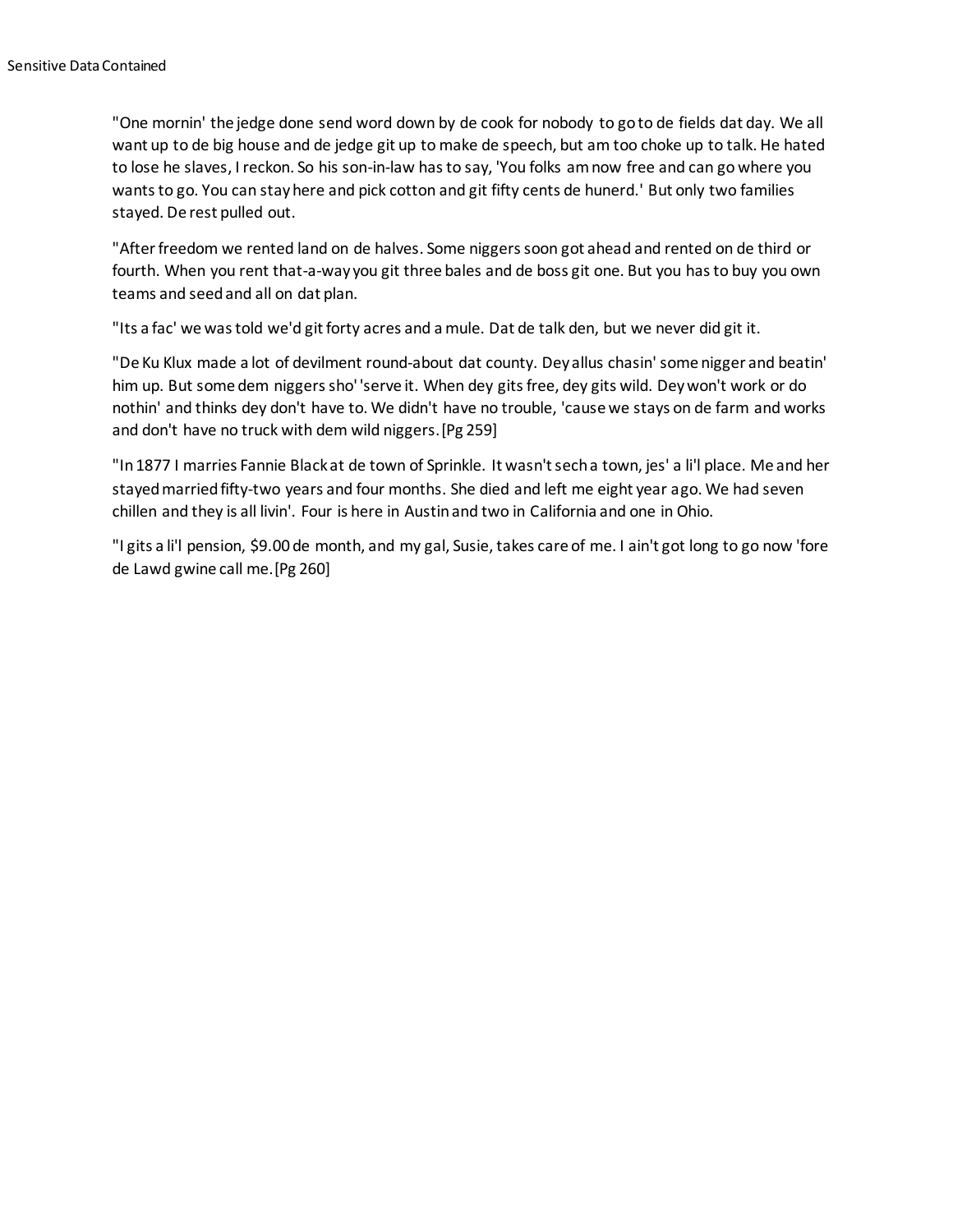"One mornin' the jedge done send word down by de cook for nobody to go to de fields dat day. We all want up to de big house and de jedge git up to make de speech, but am too choke up to talk. He hated to lose he slaves, I reckon. So his son-in-law has to say, 'You folks am now free and can go where you wants to go. You can stay here and pick cotton and git fifty cents de hunerd.' But only two families stayed. De rest pulled out.

"After freedom we rented land on de halves. Some niggers soon got ahead and rented on de third or fourth. When you rent that-a-way you git three bales and de boss git one. But you has to buy you own teams and seed and all on dat plan.

"Its a fac' we was told we'd git forty acres and a mule. Dat de talk den, but we never did git it.

"De Ku Klux made a lot of devilment round-about dat county. Dey allus chasin' some nigger and beatin' him up. But some dem niggers sho' 'serve it. When dey gits free, dey gits wild. Dey won't work or do nothin' and thinks dey don't have to. We didn't have no trouble, 'cause we stays on de farm and works and don't have no truck with dem wild niggers. [Pg 259]

"In 1877 I marries Fannie Black at de town of Sprinkle. It wasn't sech a town, jes' a li'l place. Me and her stayed married fifty-two years and four months. She died and left me eight year ago. We had seven chillen and they is all livin'. Four is here in Austin and two in California and one in Ohio.

"I gits a li'l pension, $9.00 de month, and my gal, Susie, takes care of me. I ain't got long to go now 'fore de Lawd gwine call me. [Pg 260]